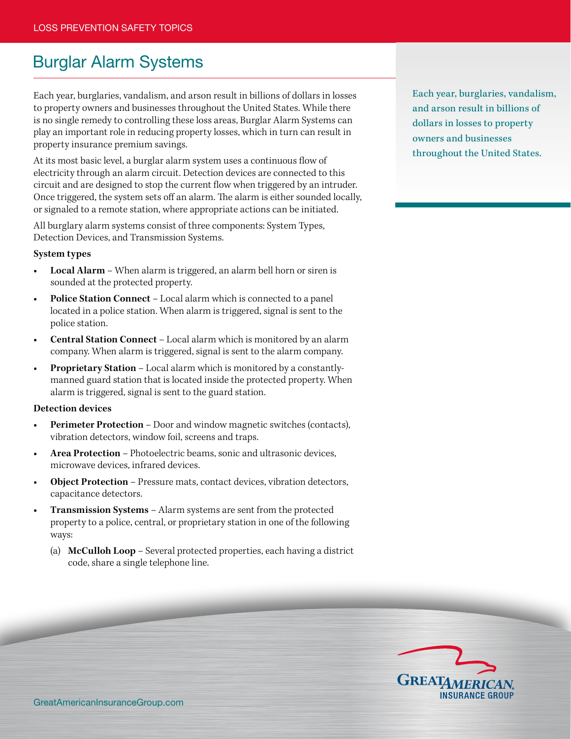LOSS PREVENTION SAFETY TOPICS

# Burglar Alarm Systems

Each year, burglaries, vandalism, and arson result in billions of dollars in losses to property owners and businesses throughout the United States. While there is no single remedy to controlling these loss areas, Burglar Alarm Systems can play an important role in reducing property losses, which in turn can result in property insurance premium savings.

At its most basic level, a burglar alarm system uses a continuous flow of electricity through an alarm circuit. Detection devices are connected to this circuit and are designed to stop the current flow when triggered by an intruder. Once triggered, the system sets off an alarm. The alarm is either sounded locally, or signaled to a remote station, where appropriate actions can be initiated.

All burglary alarm systems consist of three components: System Types, Detection Devices, and Transmission Systems.

**System types**

- **Local Alarm** – When alarm is triggered, an alarm bell horn or siren is sounded at the protected property.
- **Police Station Connect** – Local alarm which is connected to a panel located in a police station. When alarm is triggered, signal is sent to the police station.
- **Central Station Connect** – Local alarm which is monitored by an alarm company. When alarm is triggered, signal is sent to the alarm company.
- **Proprietary Station** – Local alarm which is monitored by a constantly-manned guard station that is located inside the protected property. When alarm is triggered, signal is sent to the guard station.

**Detection devices**

- **Perimeter Protection** – Door and window magnetic switches (contacts), vibration detectors, window foil, screens and traps.
- **Area Protection** – Photoelectric beams, sonic and ultrasonic devices, microwave devices, infrared devices.
- **Object Protection** – Pressure mats, contact devices, vibration detectors, capacitance detectors.
- **Transmission Systems** – Alarm systems are sent from the protected property to a police, central, or proprietary station in one of the following ways:
  - (a) **McCulloh Loop** – Several protected properties, each having a district code, share a single telephone line.

Each year, burglaries, vandalism, and arson result in billions of dollars in losses to property owners and businesses throughout the United States.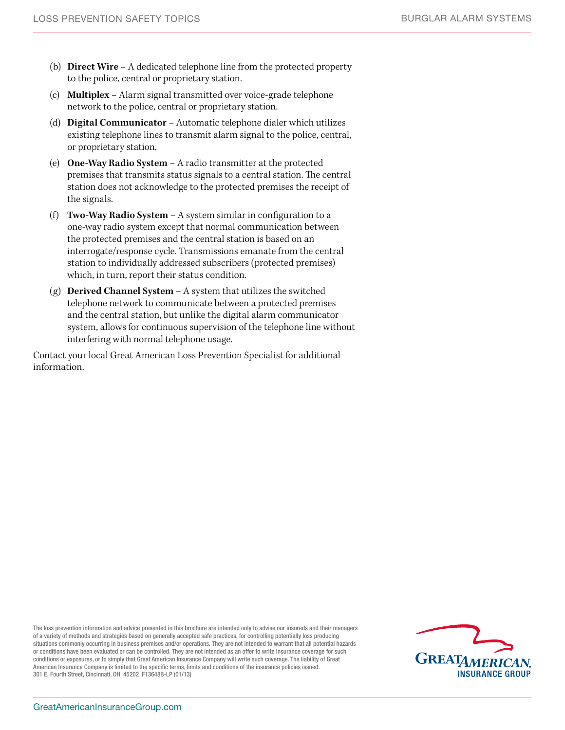(b) **Direct Wire** – A dedicated telephone line from the protected property to the police, central or proprietary station.

(c) **Multiplex** – Alarm signal transmitted over voice-grade telephone network to the police, central or proprietary station.

(d) **Digital Communicator** – Automatic telephone dialer which utilizes existing telephone lines to transmit alarm signal to the police, central, or proprietary station.

(e) **One-Way Radio System** – A radio transmitter at the protected premises that transmits status signals to a central station. The central station does not acknowledge to the protected premises the receipt of the signals.

(f) **Two-Way Radio System** – A system similar in configuration to a one-way radio system except that normal communication between the protected premises and the central station is based on an interrogate/response cycle. Transmissions emanate from the central station to individually addressed subscribers (protected premises) which, in turn, report their status condition.

(g) **Derived Channel System** – A system that utilizes the switched telephone network to communicate between a protected premises and the central station, but unlike the digital alarm communicator system, allows for continuous supervision of the telephone line without interfering with normal telephone usage.

Contact your local Great American Loss Prevention Specialist for additional information.

The loss prevention information and advice presented in this brochure are intended only to advise our insureds and their managers of a variety of methods and strategies based on generally accepted safe practices, for controlling potentially loss producing situations commonly occurring in business premises and/or operations. They are not intended to warrant that all potential hazards or conditions have been evaluated or can be controlled. They are not intended as an offer to write insurance coverage for such conditions or exposures, or to simply that Great American Insurance Company will write such coverage. The liability of Great American Insurance Company is limited to the specific terms, limits and conditions of the insurance policies issued.
301 E. Fourth Street, Cincinnati, OH 45202 F13648B-LP (01/13)

GREAT AMERICAN INSURANCE GROUP

GreatAmericanInsuranceGroup.com